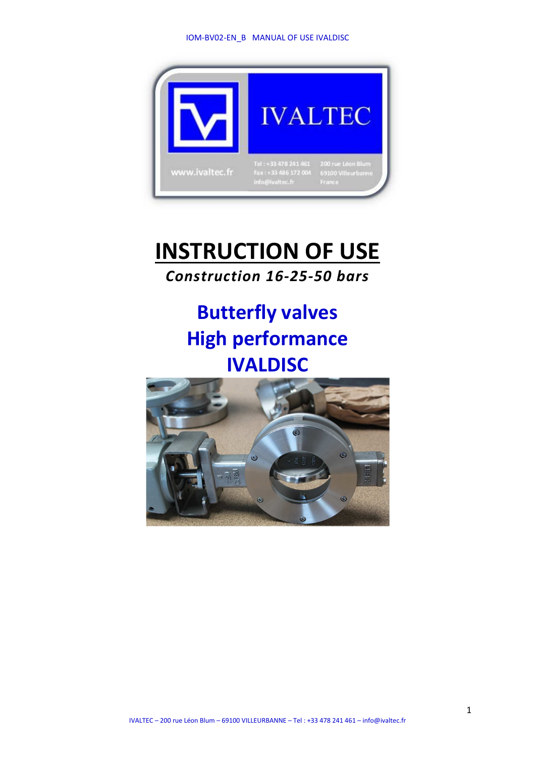# INSTRUCTION OF USE

***Construction 16-25-50 bars***

## Butterfly valves
## High performance
## IVALDISC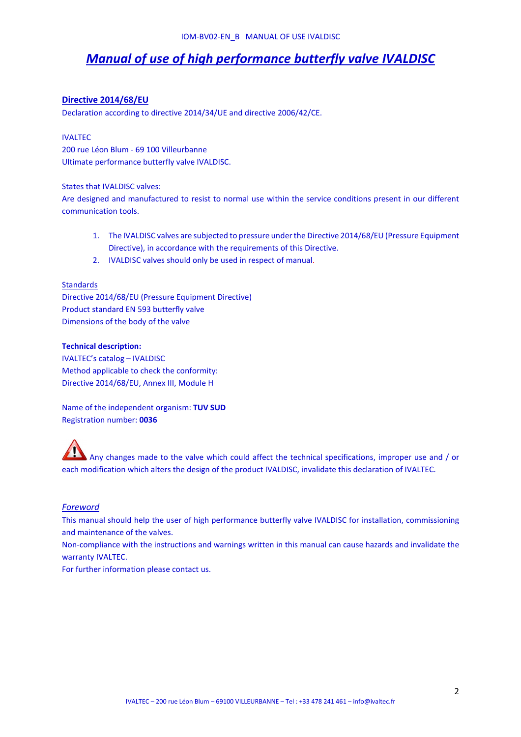# *Manual of use of high performance butterfly valve IVALDISC*

## Directive 2014/68/EU

Declaration according to directive 2014/34/UE and directive 2006/42/CE.

IVALTEC
200 rue Léon Blum - 69 100 Villeurbanne
Ultimate performance butterfly valve IVALDISC.

States that IVALDISC valves:
Are designed and manufactured to resist to normal use within the service conditions present in our different communication tools.

1. The IVALDISC valves are subjected to pressure under the Directive 2014/68/EU (Pressure Equipment Directive), in accordance with the requirements of this Directive.
2. IVALDISC valves should only be used in respect of manual.

Standards
Directive 2014/68/EU (Pressure Equipment Directive)
Product standard EN 593 butterfly valve
Dimensions of the body of the valve

**Technical description:**
IVALTEC's catalog – IVALDISC
Method applicable to check the conformity:
Directive 2014/68/EU, Annex III, Module H

Name of the independent organism: **TUV SUD**
Registration number: **0036**

⚠ Any changes made to the valve which could affect the technical specifications, improper use and / or each modification which alters the design of the product IVALDISC, invalidate this declaration of IVALTEC.

### *Foreword*

This manual should help the user of high performance butterfly valve IVALDISC for installation, commissioning and maintenance of the valves.
Non-compliance with the instructions and warnings written in this manual can cause hazards and invalidate the warranty IVALTEC.
For further information please contact us.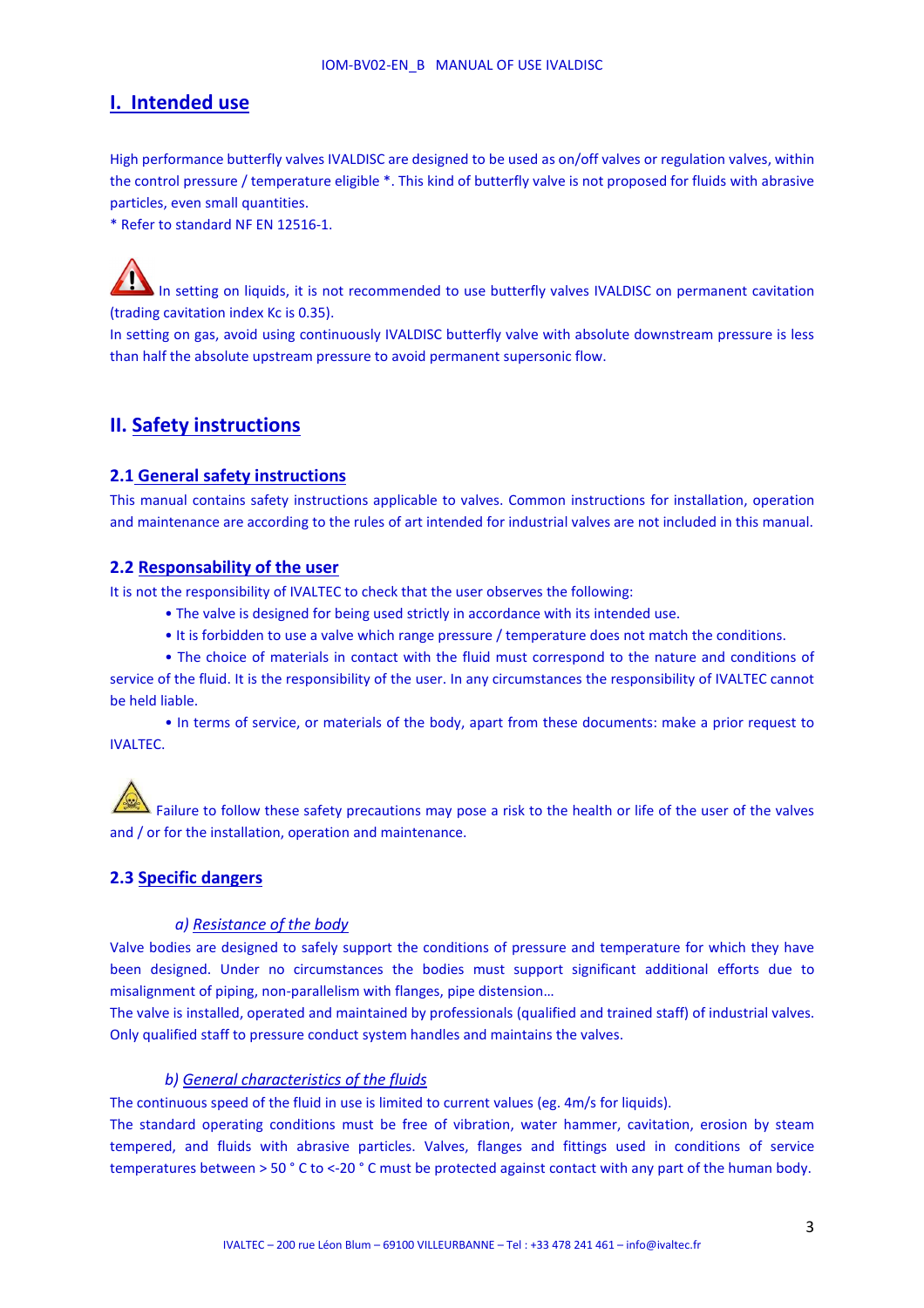# I. Intended use

High performance butterfly valves IVALDISC are designed to be used as on/off valves or regulation valves, within the control pressure / temperature eligible *. This kind of butterfly valve is not proposed for fluids with abrasive particles, even small quantities.
* Refer to standard NF EN 12516-1.

In setting on liquids, it is not recommended to use butterfly valves IVALDISC on permanent cavitation (trading cavitation index Kc is 0.35).
In setting on gas, avoid using continuously IVALDISC butterfly valve with absolute downstream pressure is less than half the absolute upstream pressure to avoid permanent supersonic flow.

# II. Safety instructions

## 2.1 General safety instructions

This manual contains safety instructions applicable to valves. Common instructions for installation, operation and maintenance are according to the rules of art intended for industrial valves are not included in this manual.

## 2.2 Responsability of the user

It is not the responsibility of IVALTEC to check that the user observes the following:

- The valve is designed for being used strictly in accordance with its intended use.
- It is forbidden to use a valve which range pressure / temperature does not match the conditions.
- The choice of materials in contact with the fluid must correspond to the nature and conditions of service of the fluid. It is the responsibility of the user. In any circumstances the responsibility of IVALTEC cannot be held liable.
- In terms of service, or materials of the body, apart from these documents: make a prior request to IVALTEC.

Failure to follow these safety precautions may pose a risk to the health or life of the user of the valves and / or for the installation, operation and maintenance.

## 2.3 Specific dangers

### *a) Resistance of the body*

Valve bodies are designed to safely support the conditions of pressure and temperature for which they have been designed. Under no circumstances the bodies must support significant additional efforts due to misalignment of piping, non-parallelism with flanges, pipe distension…
The valve is installed, operated and maintained by professionals (qualified and trained staff) of industrial valves. Only qualified staff to pressure conduct system handles and maintains the valves.

### *b) General characteristics of the fluids*

The continuous speed of the fluid in use is limited to current values (eg. 4m/s for liquids).
The standard operating conditions must be free of vibration, water hammer, cavitation, erosion by steam tempered, and fluids with abrasive particles. Valves, flanges and fittings used in conditions of service temperatures between > 50 ° C to <-20 ° C must be protected against contact with any part of the human body.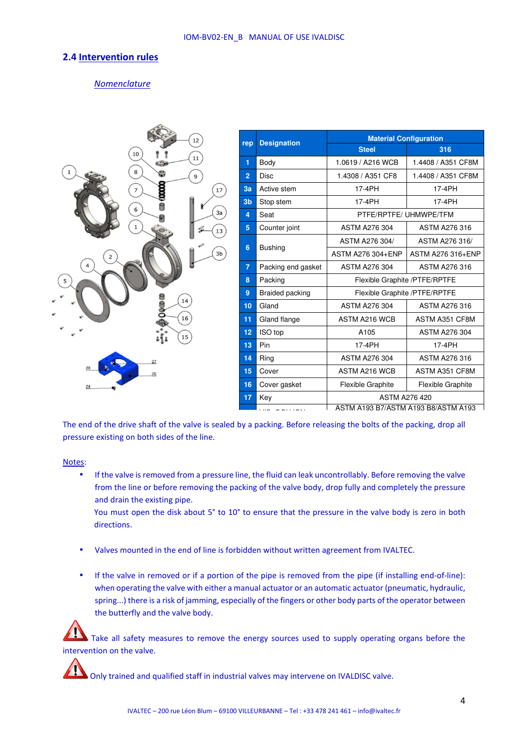## 2.4 Intervention rules

*Nomenclature*

| rep | Designation | Material Configuration | |
|---|---|---|---|
| | | Steel | 316 |
| 1 | Body | 1.0619 / A216 WCB | 1.4408 / A351 CF8M |
| 2 | Disc | 1.4308 / A351 CF8 | 1.4408 / A351 CF8M |
| 3a | Active stem | 17-4PH | 17-4PH |
| 3b | Stop stem | 17-4PH | 17-4PH |
| 4 | Seat | PTFE/RPTFE/ UHMWPE/TFM | |
| 5 | Counter joint | ASTM A276 304 | ASTM A276 316 |
| 6 | Bushing | ASTM A276 304/ | ASTM A276 316/ |
| | | ASTM A276 304+ENP | ASTM A276 316+ENP |
| 7 | Packing end gasket | ASTM A276 304 | ASTM A276 316 |
| 8 | Packing | Flexible Graphite /PTFE/RPTFE | |
| 9 | Braided packing | Flexible Graphite /PTFE/RPTFE | |
| 10 | Gland | ASTM A276 304 | ASTM A276 316 |
| 11 | Gland flange | ASTM A216 WCB | ASTM A351 CF8M |
| 12 | ISO top | A105 | ASTM A276 304 |
| 13 | Pin | 17-4PH | 17-4PH |
| 14 | Ring | ASTM A276 304 | ASTM A276 316 |
| 15 | Cover | ASTM A216 WCB | ASTM A351 CF8M |
| 16 | Cover gasket | Flexible Graphite | Flexible Graphite |
| 17 | Key | ASTM A276 420 | |
| | | ASTM A193 B7/ASTM A193 B8/ASTM A193 | |

The end of the drive shaft of the valve is sealed by a packing. Before releasing the bolts of the packing, drop all pressure existing on both sides of the line.

Notes:

- If the valve is removed from a pressure line, the fluid can leak uncontrollably. Before removing the valve from the line or before removing the packing of the valve body, drop fully and completely the pressure and drain the existing pipe.
  You must open the disk about 5° to 10° to ensure that the pressure in the valve body is zero in both directions.

- Valves mounted in the end of line is forbidden without written agreement from IVALTEC.

- If the valve in removed or if a portion of the pipe is removed from the pipe (if installing end-of-line): when operating the valve with either a manual actuator or an automatic actuator (pneumatic, hydraulic, spring...) there is a risk of jamming, especially of the fingers or other body parts of the operator between the butterfly and the valve body.

Take all safety measures to remove the energy sources used to supply operating organs before the intervention on the valve.

Only trained and qualified staff in industrial valves may intervene on IVALDISC valve.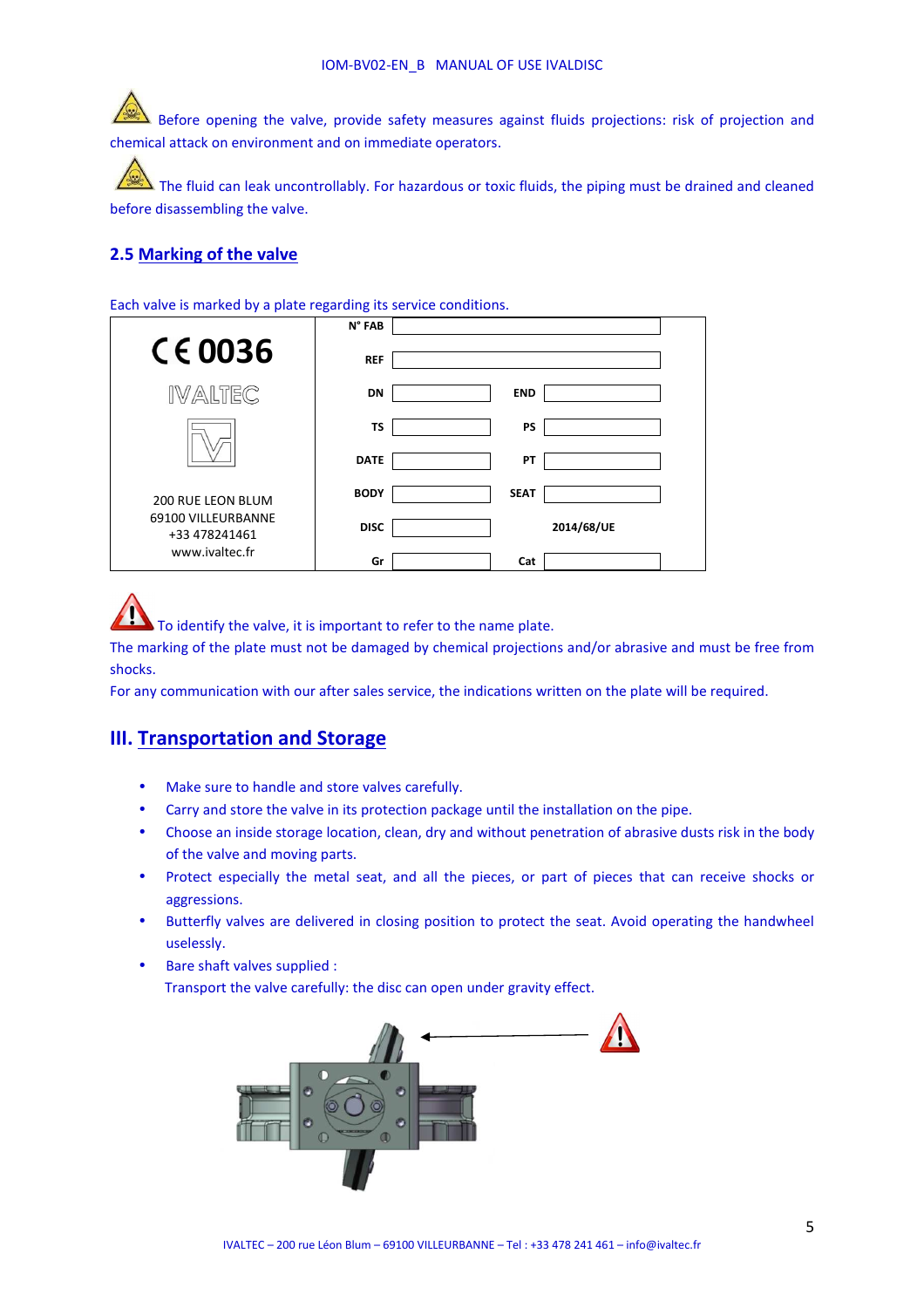Before opening the valve, provide safety measures against fluids projections: risk of projection and chemical attack on environment and on immediate operators.

The fluid can leak uncontrollably. For hazardous or toxic fluids, the piping must be drained and cleaned before disassembling the valve.

### 2.5 Marking of the valve

Each valve is marked by a plate regarding its service conditions.

| CE 0036 IVALTEC 200 RUE LEON BLUM 69100 VILLEURBANNE +33 478241461 www.ivaltec.fr | | | | |
|---|---|---|---|---|
| | N° FAB | | | |
| | REF | | | |
| | DN | | END | |
| | TS | | PS | |
| | DATE | | PT | |
| | BODY | | SEAT | |
| | DISC | | 2014/68/UE | |
| | Gr | | Cat | |

To identify the valve, it is important to refer to the name plate.
The marking of the plate must not be damaged by chemical projections and/or abrasive and must be free from shocks.
For any communication with our after sales service, the indications written on the plate will be required.

## III. Transportation and Storage

- Make sure to handle and store valves carefully.
- Carry and store the valve in its protection package until the installation on the pipe.
- Choose an inside storage location, clean, dry and without penetration of abrasive dusts risk in the body of the valve and moving parts.
- Protect especially the metal seat, and all the pieces, or part of pieces that can receive shocks or aggressions.
- Butterfly valves are delivered in closing position to protect the seat. Avoid operating the handwheel uselessly.
- Bare shaft valves supplied :
  Transport the valve carefully: the disc can open under gravity effect.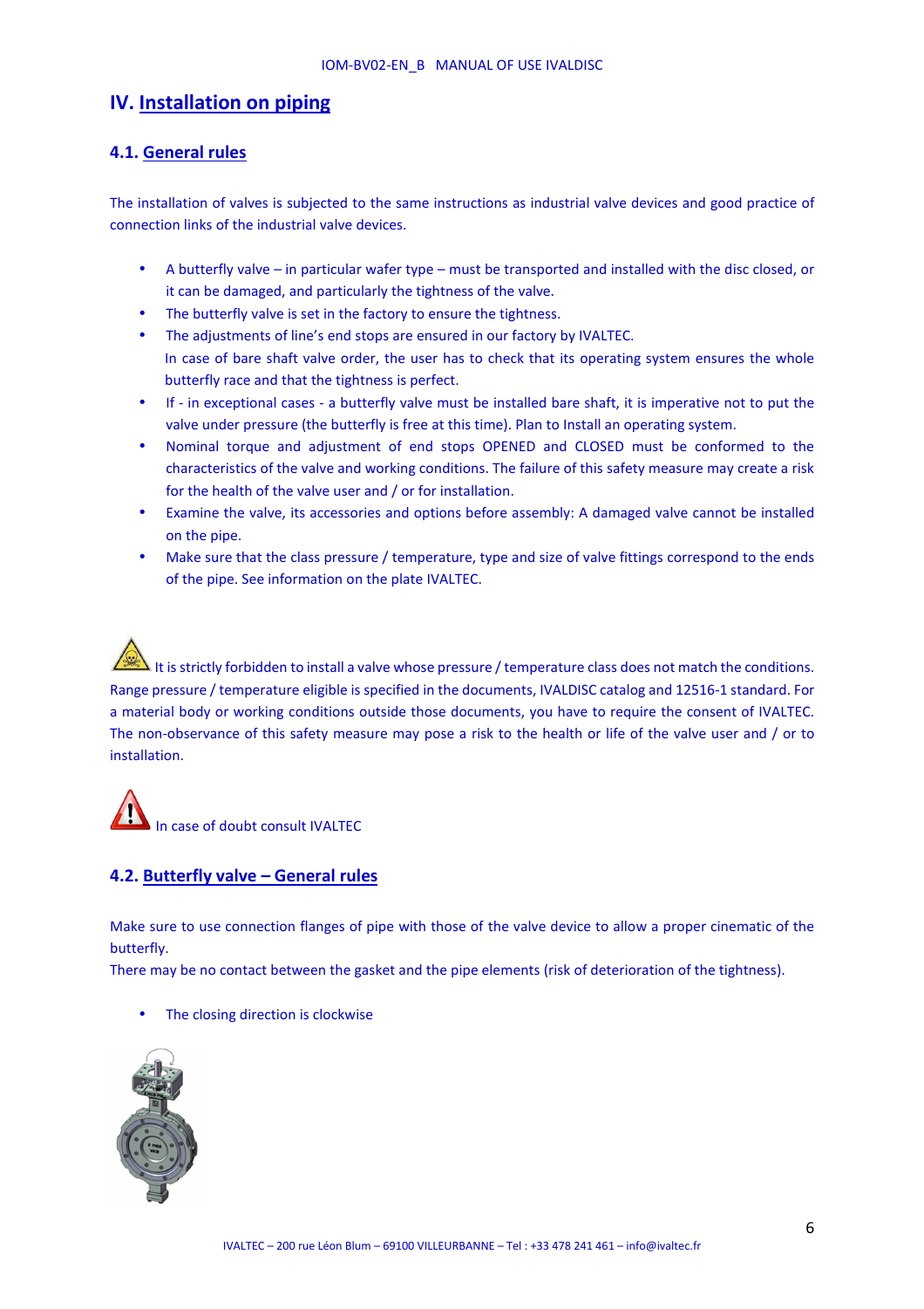# IV. Installation on piping

## 4.1. General rules

The installation of valves is subjected to the same instructions as industrial valve devices and good practice of connection links of the industrial valve devices.

- A butterfly valve – in particular wafer type – must be transported and installed with the disc closed, or it can be damaged, and particularly the tightness of the valve.
- The butterfly valve is set in the factory to ensure the tightness.
- The adjustments of line's end stops are ensured in our factory by IVALTEC.
  In case of bare shaft valve order, the user has to check that its operating system ensures the whole butterfly race and that the tightness is perfect.
- If - in exceptional cases - a butterfly valve must be installed bare shaft, it is imperative not to put the valve under pressure (the butterfly is free at this time). Plan to Install an operating system.
- Nominal torque and adjustment of end stops OPENED and CLOSED must be conformed to the characteristics of the valve and working conditions. The failure of this safety measure may create a risk for the health of the valve user and / or for installation.
- Examine the valve, its accessories and options before assembly: A damaged valve cannot be installed on the pipe.
- Make sure that the class pressure / temperature, type and size of valve fittings correspond to the ends of the pipe. See information on the plate IVALTEC.

It is strictly forbidden to install a valve whose pressure / temperature class does not match the conditions. Range pressure / temperature eligible is specified in the documents, IVALDISC catalog and 12516-1 standard. For a material body or working conditions outside those documents, you have to require the consent of IVALTEC. The non-observance of this safety measure may pose a risk to the health or life of the valve user and / or to installation.

In case of doubt consult IVALTEC

## 4.2. Butterfly valve – General rules

Make sure to use connection flanges of pipe with those of the valve device to allow a proper cinematic of the butterfly.
There may be no contact between the gasket and the pipe elements (risk of deterioration of the tightness).

- The closing direction is clockwise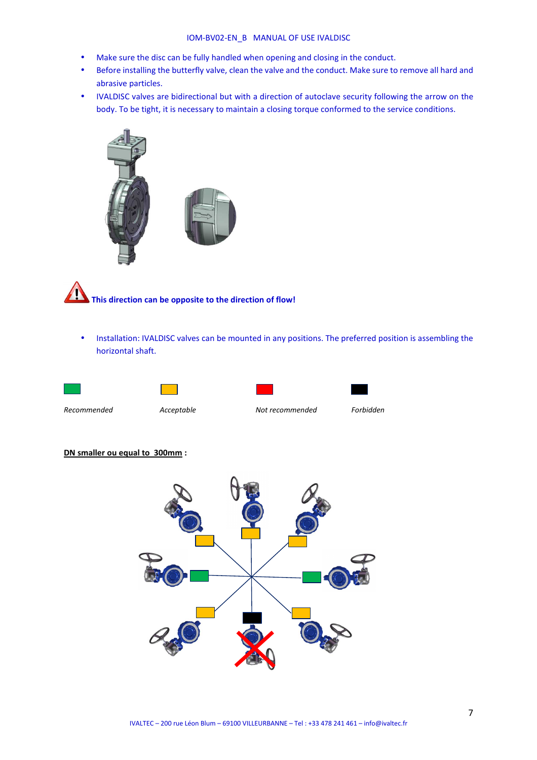- Make sure the disc can be fully handled when opening and closing in the conduct.
- Before installing the butterfly valve, clean the valve and the conduct. Make sure to remove all hard and abrasive particles.
- IVALDISC valves are bidirectional but with a direction of autoclave security following the arrow on the body. To be tight, it is necessary to maintain a closing torque conformed to the service conditions.

**This direction can be opposite to the direction of flow!**

- Installation: IVALDISC valves can be mounted in any positions. The preferred position is assembling the horizontal shaft.

*Recommended* *Acceptable* *Not recommended* *Forbidden*

**DN smaller ou equal to 300mm :**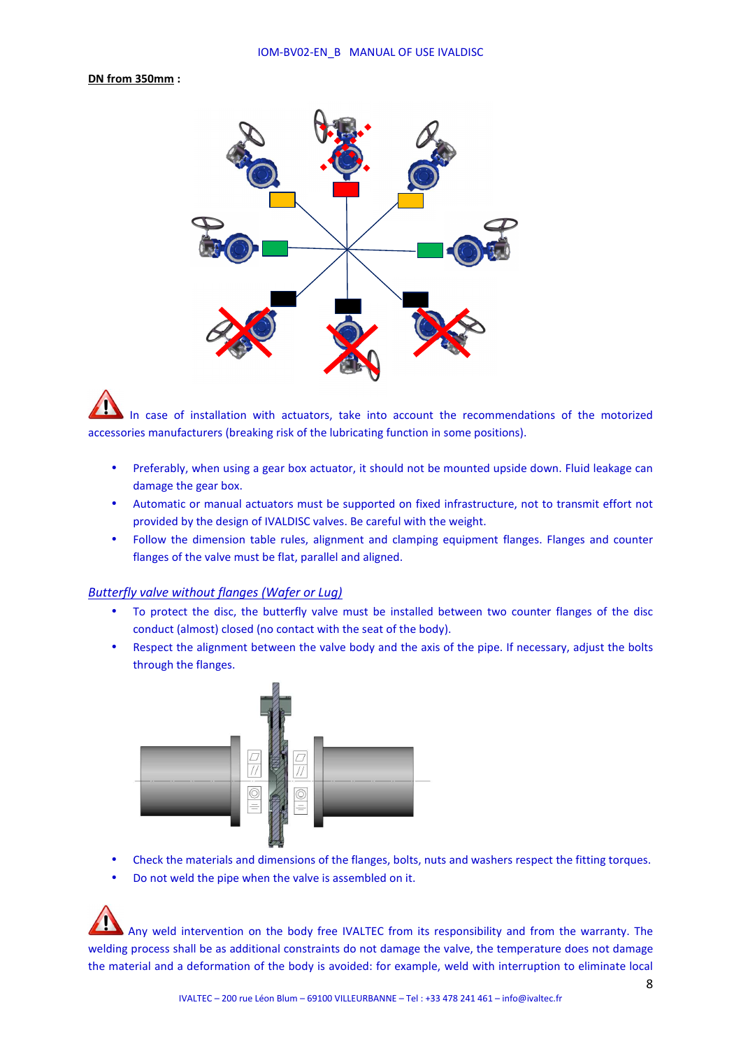**DN from 350mm :**

In case of installation with actuators, take into account the recommendations of the motorized accessories manufacturers (breaking risk of the lubricating function in some positions).

- Preferably, when using a gear box actuator, it should not be mounted upside down. Fluid leakage can damage the gear box.
- Automatic or manual actuators must be supported on fixed infrastructure, not to transmit effort not provided by the design of IVALDISC valves. Be careful with the weight.
- Follow the dimension table rules, alignment and clamping equipment flanges. Flanges and counter flanges of the valve must be flat, parallel and aligned.

*Butterfly valve without flanges (Wafer or Lug)*

- To protect the disc, the butterfly valve must be installed between two counter flanges of the disc conduct (almost) closed (no contact with the seat of the body).
- Respect the alignment between the valve body and the axis of the pipe. If necessary, adjust the bolts through the flanges.

- Check the materials and dimensions of the flanges, bolts, nuts and washers respect the fitting torques.
- Do not weld the pipe when the valve is assembled on it.

Any weld intervention on the body free IVALTEC from its responsibility and from the warranty. The welding process shall be as additional constraints do not damage the valve, the temperature does not damage the material and a deformation of the body is avoided: for example, weld with interruption to eliminate local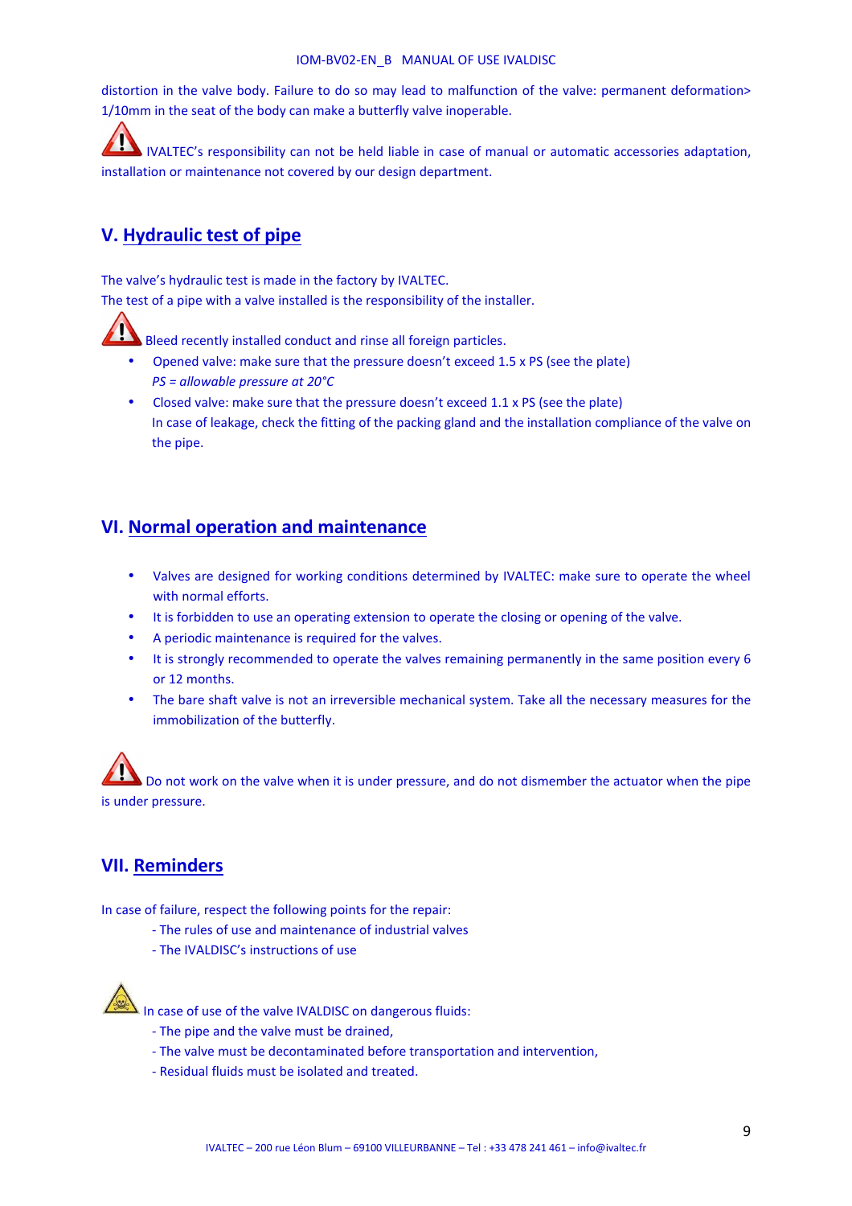distortion in the valve body. Failure to do so may lead to malfunction of the valve: permanent deformation> 1/10mm in the seat of the body can make a butterfly valve inoperable.

IVALTEC's responsibility can not be held liable in case of manual or automatic accessories adaptation, installation or maintenance not covered by our design department.

## V. Hydraulic test of pipe

The valve's hydraulic test is made in the factory by IVALTEC.
The test of a pipe with a valve installed is the responsibility of the installer.

Bleed recently installed conduct and rinse all foreign particles.

- Opened valve: make sure that the pressure doesn't exceed 1.5 x PS (see the plate)
  *PS = allowable pressure at 20°C*
- Closed valve: make sure that the pressure doesn't exceed 1.1 x PS (see the plate)
  In case of leakage, check the fitting of the packing gland and the installation compliance of the valve on the pipe.

## VI. Normal operation and maintenance

- Valves are designed for working conditions determined by IVALTEC: make sure to operate the wheel with normal efforts.
- It is forbidden to use an operating extension to operate the closing or opening of the valve.
- A periodic maintenance is required for the valves.
- It is strongly recommended to operate the valves remaining permanently in the same position every 6 or 12 months.
- The bare shaft valve is not an irreversible mechanical system. Take all the necessary measures for the immobilization of the butterfly.

Do not work on the valve when it is under pressure, and do not dismember the actuator when the pipe is under pressure.

## VII. Reminders

In case of failure, respect the following points for the repair:

- The rules of use and maintenance of industrial valves
- The IVALDISC's instructions of use

In case of use of the valve IVALDISC on dangerous fluids:

- The pipe and the valve must be drained,
- The valve must be decontaminated before transportation and intervention,
- Residual fluids must be isolated and treated.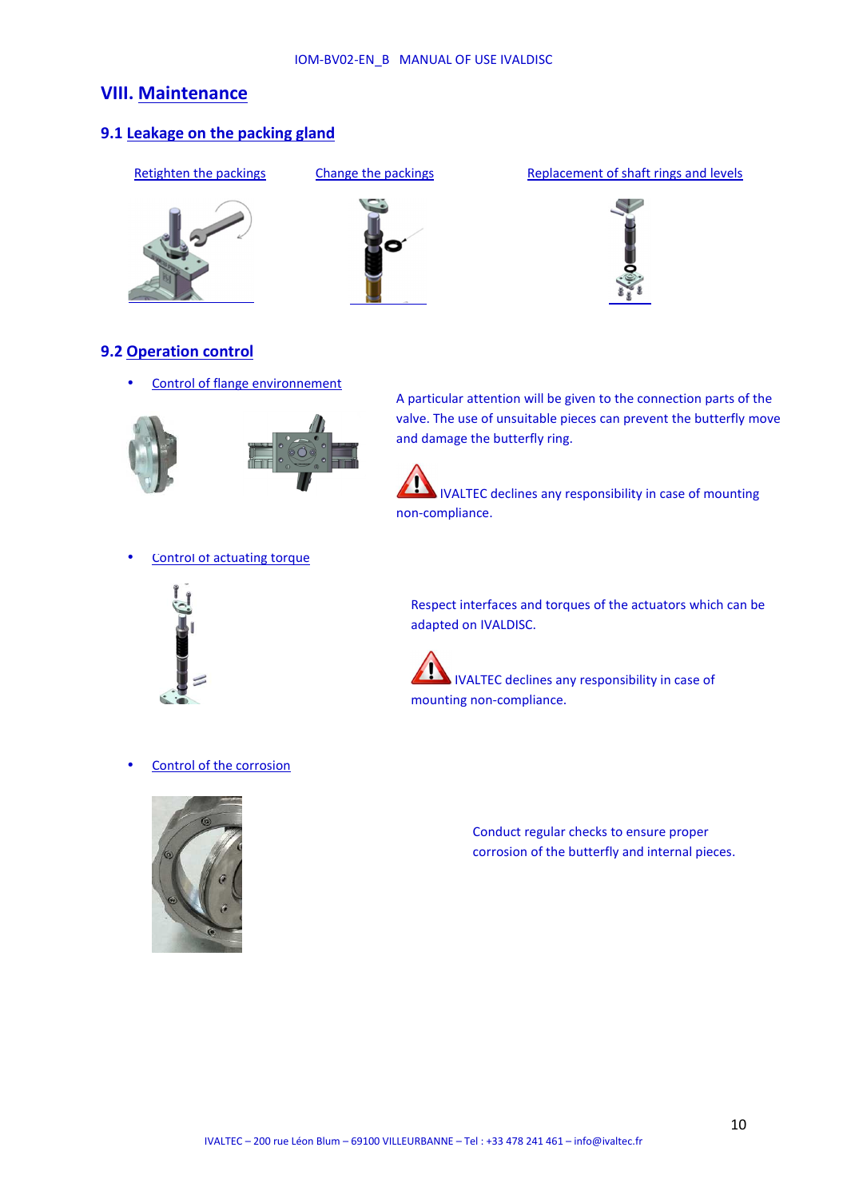# VIII. Maintenance

## 9.1 Leakage on the packing gland

Retighten the packings

Change the packings

Replacement of shaft rings and levels

## 9.2 Operation control

- Control of flange environnement

A particular attention will be given to the connection parts of the valve. The use of unsuitable pieces can prevent the butterfly move and damage the butterfly ring.

IVALTEC declines any responsibility in case of mounting non-compliance.

- Control of actuating torque

Respect interfaces and torques of the actuators which can be adapted on IVALDISC.

IVALTEC declines any responsibility in case of mounting non-compliance.

- Control of the corrosion

Conduct regular checks to ensure proper corrosion of the butterfly and internal pieces.